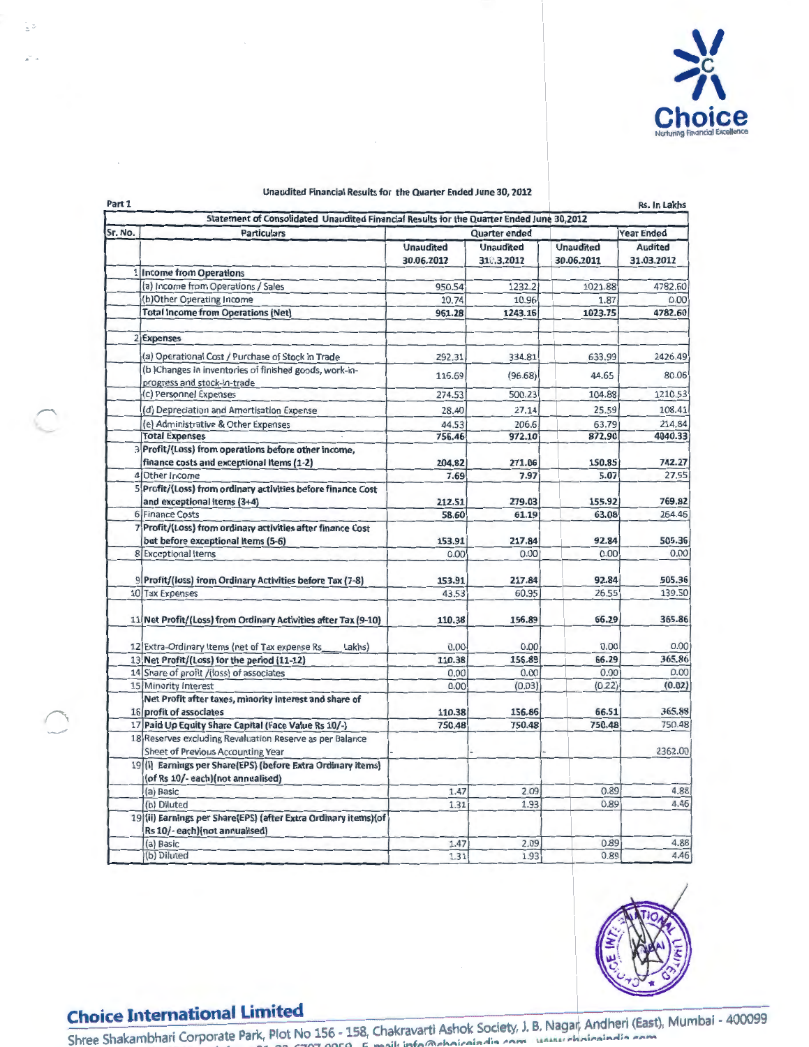Unaudited Financial Results for the Quarter Ended June 30, 2012

Part 1

Rs. In Lakhs

| Sr. No. | Particulars | Quarter ended | | | Year Ended |
|---|---|---|---|---|---|
| | Statement of Consolidated Unaudited Financial Results for the Quarter Ended June 30,2012 | Unaudited 30.06.2012 | Unaudited 31.03.2012 | Unaudited 30.06.2011 | Audited 31.03.2012 |
| 1 | **Income from Operations** | | | | |
| | (a) Income from Operations / Sales | 950.54 | 1232.2 | 1021.88 | 4782.60 |
| | (b)Other Operating Income | 10.74 | 10.96 | 1.87 | 0.00 |
| | **Total Income from Operations (Net)** | **961.28** | **1243.16** | **1023.75** | **4782.60** |
| 2 | **Expenses** | | | | |
| | (a) Operational Cost / Purchase of Stock in Trade | 292.31 | 334.81 | 633.99 | 2426.49 |
| | (b )Changes in inventories of finished goods, work-in-progress and stock-in-trade | 116.69 | (96.68) | 44.65 | 80.06 |
| | (c) Personnel Expenses | 274.53 | 500.23 | 104.88 | 1210.53 |
| | (d) Depreciation and Amortisation Expense | 28.40 | 27.14 | 25.59 | 108.41 |
| | (e) Administrative & Other Expenses | 44.53 | 206.6 | 63.79 | 214.84 |
| | **Total Expenses** | **756.46** | **972.10** | **872.90** | **4040.33** |
| 3 | **Profit/(Loss) from operations before other income, finance costs and exceptional Items (1-2)** | **204.82** | **271.06** | **150.85** | **742.27** |
| 4 | Other Income | **7.69** | **7.97** | **5.07** | 27.55 |
| 5 | **Profit/(Loss) from ordinary activities before finance Cost and exceptional items (3+4)** | **212.51** | **279.03** | **155.92** | **769.82** |
| 6 | Finance Costs | **58.60** | **61.19** | **63.08** | 264.46 |
| 7 | **Profit/(Loss) from ordinary activities after finance Cost but before exceptional items (5-6)** | **153.91** | **217.84** | **92.84** | **505.36** |
| 8 | Exceptional Items | 0.00 | 0.00 | 0.00 | 0.00 |
| 9 | **Profit/(loss) from Ordinary Activities before Tax (7-8)** | **153.91** | **217.84** | **92.84** | **505.36** |
| 10 | Tax Expenses | 43.53 | 60.95 | 26.55 | 139.50 |
| 11 | **Net Profit/(Loss) from Ordinary Activities after Tax (9-10)** | **110.38** | **156.89** | **66.29** | **365.86** |
| 12 | Extra-Ordinary Items (net of Tax expense Rs____ Lakhs) | 0.00 | 0.00 | 0.00 | 0.00 |
| 13 | **Net Profit/(Loss) for the period (11-12)** | **110.38** | **156.89** | **66.29** | **365.86** |
| 14 | Share of profit /(loss) of associates | 0.00 | 0.00 | 0.00 | 0.00 |
| 15 | Minority Interest | 0.00 | (0.03) | (0.22) | **(0.02)** |
| 16 | **Net Profit after taxes, minority interest and share of profit of associates** | **110.38** | **156.86** | **66.51** | **365.88** |
| 17 | **Paid Up Equity Share Capital (Face Value Rs 10/-)** | **750.48** | **750.48** | **750.48** | 750.48 |
| 18 | Reserves excluding Revaluation Reserve as per Balance Sheet of Previous Accounting Year | - | - | - | 2362.00 |
| 19 | **(i) Earnings per Share(EPS) (before Extra Ordinary items) (of Rs 10/- each)(not annualised)** | | | | |
| | (a) Basic | 1.47 | 2.09 | 0.89 | 4.88 |
| | (b) Diluted | 1.31 | 1.93 | 0.89 | 4.46 |
| 19 | **(ii) Earnings per Share(EPS) (after Extra Ordinary items)(of Rs 10/- each)(not annualised)** | | | | |
| | (a) Basic | 1.47 | 2.09 | 0.89 | 4.88 |
| | (b) Diluted | 1.31 | 1.93 | 0.89 | 4.46 |

**Choice International Limited**

Shree Shakambhari Corporate Park, Plot No 156 - 158, Chakravarti Ashok Society, J. B. Nagar, Andheri (East), Mumbai - 400099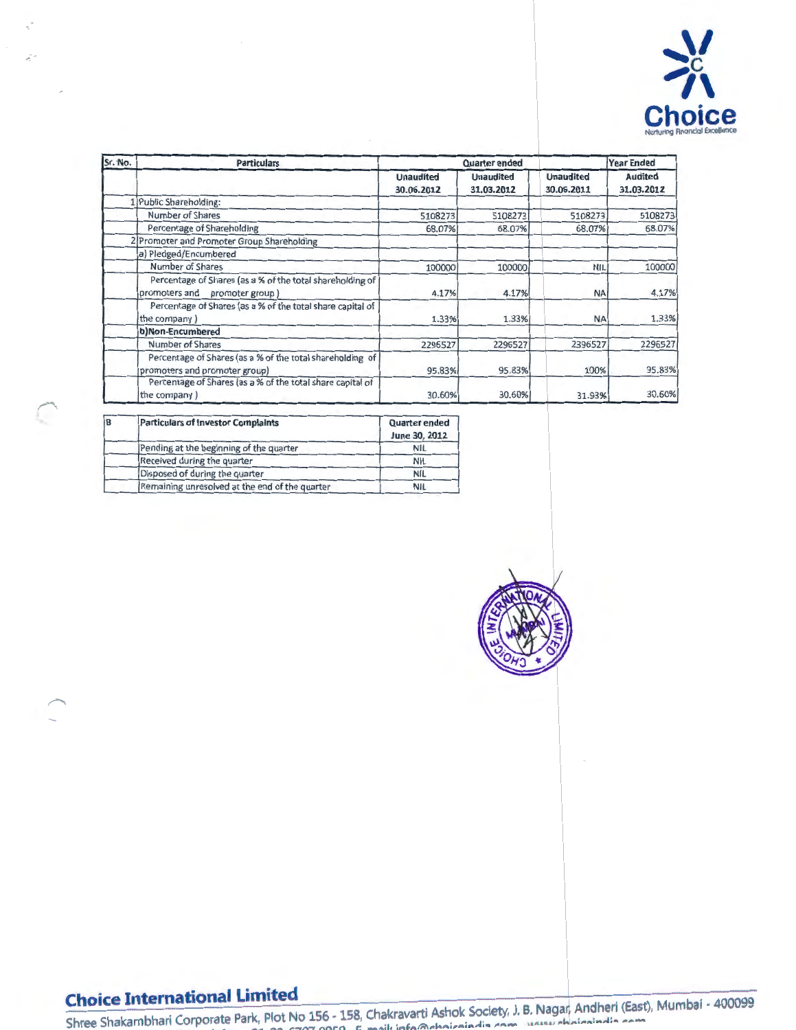| Sr. No. | Particulars | Quarter ended | | | Year Ended |
|---|---|---|---|---|---|
| | | Unaudited 30.06.2012 | Unaudited 31.03.2012 | Unaudited 30.06.2011 | Audited 31.03.2012 |
| 1 | Public Shareholding: | | | | |
| | Number of Shares | 5108273 | 5108273 | 5108273 | 5108273 |
| | Percentage of Shareholding | 68.07% | 68.07% | 68.07% | 68.07% |
| 2 | Promoter and Promoter Group Shareholding | | | | |
| | a) Pledged/Encumbered | | | | |
| | Number of Shares | 100000 | 100000 | NIL | 100000 |
| | Percentage of Shares (as a % of the total shareholding of promoters and promoter group) | 4.17% | 4.17% | NA | 4.17% |
| | Percentage of Shares (as a % of the total share capital of the company) | 1.33% | 1.33% | NA | 1.33% |
| | **b)Non-Encumbered** | | | | |
| | Number of Shares | 2296527 | 2296527 | 2396527 | 2296527 |
| | Percentage of Shares (as a % of the total shareholding of promoters and promoter group) | 95.83% | 95.83% | 100% | 95.83% |
| | Percentage of Shares (as a % of the total share capital of the company) | 30.60% | 30.60% | 31.93% | 30.60% |

| B | Particulars of Investor Complaints | Quarter ended June 30, 2012 |
|---|---|---|
| | Pending at the beginning of the quarter | NIL |
| | Received during the quarter | NIL |
| | Disposed of during the quarter | NIL |
| | Remaining unresolved at the end of the quarter | NIL |

**Choice International Limited**

Shree Shakambhari Corporate Park, Plot No 156 - 158, Chakravarti Ashok Society, J. B. Nagar, Andheri (East), Mumbai - 400099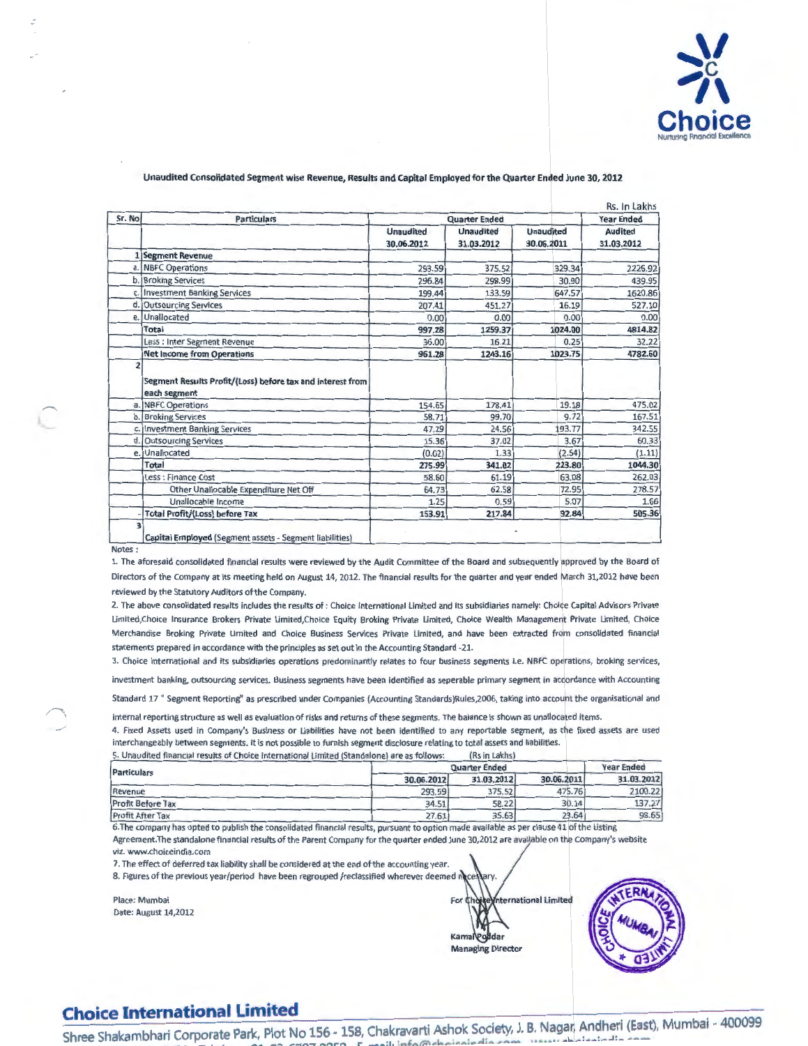Choice
Nurturing Financial Excellence

**Unaudited Consolidated Segment wise Revenue, Results and Capital Employed for the Quarter Ended June 30, 2012**

Rs. In Lakhs

| Sr. No | Particulars | Quarter Ended | | | Year Ended |
|---|---|---|---|---|---|
| | | Unaudited 30.06.2012 | Unaudited 31.03.2012 | Unaudited 30.06.2011 | Audited 31.03.2012 |
| 1 | **Segment Revenue** | | | | |
| a. | NBFC Operations | 293.59 | 375.52 | 329.34 | 2226.92 |
| b. | Broking Services | 296.84 | 299.99 | 30.90 | 439.95 |
| c. | Investment Banking Services | 199.44 | 133.59 | 647.57 | 1620.86 |
| d. | Outsourcing Services | 207.41 | 451.27 | 16.19 | 527.10 |
| e. | Unallocated | 0.00 | 0.00 | 0.00 | 0.00 |
| | **Total** | **997.28** | **1259.37** | **1024.00** | **4814.82** |
| | Less : Inter Segment Revenue | 36.00 | 16.21 | 0.25 | 32.22 |
| | **Net Income from Operations** | **961.28** | **1243.16** | **1023.75** | **4782.60** |
| 2 | **Segment Results Profit/(Loss) before tax and interest from each segment** | | | | |
| a. | NBFC Operations | 154.65 | 178.41 | 19.18 | 475.02 |
| b. | Broking Services | 58.71 | 99.70 | 9.72 | 167.51 |
| c. | Investment Banking Services | 47.29 | 24.56 | 193.77 | 342.55 |
| d. | Outsourcing Services | 15.36 | 37.02 | 3.67 | 60.33 |
| e. | Unallocated | (0.02) | 1.33 | (2.54) | (1.11) |
| | **Total** | **275.99** | **341.02** | **223.80** | **1044.30** |
| | Less : Finance Cost | 58.60 | 61.19 | 63.08 | 262.03 |
| | Other Unallocable Expenditure Net Off | 64.73 | 62.58 | 72.95 | 278.57 |
| | Unallocable Income | 1.25 | 0.59 | 5.07 | 1.66 |
| - | **Total Profit/(Loss) before Tax** | **153.91** | **217.84** | **92.84** | **505.36** |
| 3 | **Capital Employed** (Segment assets - Segment liabilities) | | - | | |

Notes :

1. The aforesaid consolidated financial results were reviewed by the Audit Committee of the Board and subsequently approved by the Board of Directors of the Company at its meeting held on August 14, 2012. The financial results for the quarter and year ended March 31,2012 have been reviewed by the Statutory Auditors of the Company.

2. The above consolidated results includes the results of : Choice International Limited and its subsidiaries namely: Choice Capital Advisors Private Limited,Choice Insurance Brokers Private Limited,Choice Equity Broking Private Limited, Choice Wealth Management Private Limited, Choice Merchandise Broking Private Limited and Choice Business Services Private Limited, and have been extracted from consolidated financial statements prepared in accordance with the principles as set out in the Accounting Standard -21.

3. Choice International and its subsidiaries operations predominantly relates to four business segments i.e. NBFC operations, broking services, investment banking, outsourcing services. Business segments have been identified as seperable primary segment in accordance with Accounting Standard 17 " Segment Reporting" as prescribed under Companies (Accounting Standards)Rules,2006, taking into account the organisational and internal reporting structure as well as evaluation of risks and returns of these segments. The balance is shown as unallocated items.

4. Fixed Assets used in Company's Business or Liabilities have not been identified to any reportable segment, as the fixed assets are used interchangeably between segments. It is not possible to furnish segment disclosure relating to total assets and liabilities.

5. Unaudited financial results of Choice International Limited (Standalone) are as follows: (Rs in Lakhs)

| Particulars | Quarter Ended | | | Year Ended |
|---|---|---|---|---|
| | 30.06.2012 | 31.03.2012 | 30.06.2011 | 31.03.2012 |
| Revenue | 293.59 | 375.52 | 475.76 | 2100.22 |
| Profit Before Tax | 34.51 | 58.22 | 30.14 | 137.27 |
| Profit After Tax | 27.61 | 35.63 | 23.64 | 98.65 |

6. The company has opted to publish the consolidated financial results, pursuant to option made available as per clause 41 of the Listing Agreement. The standalone financial results of the Parent Company for the quarter ended June 30,2012 are available on the Company's website viz. www.choiceindia.com

7. The effect of deferred tax liability shall be considered at the end of the accounting year.

8. Figures of the previous year/period have been regrouped /reclassified wherever deemed necessary.

Place: Mumbai
Date: August 14,2012

For Choice International Limited

Kamal Poddar
Managing Director

**Choice International Limited**

Shree Shakambhari Corporate Park, Plot No 156 - 158, Chakravarti Ashok Society, J. B. Nagar, Andheri (East), Mumbai - 400099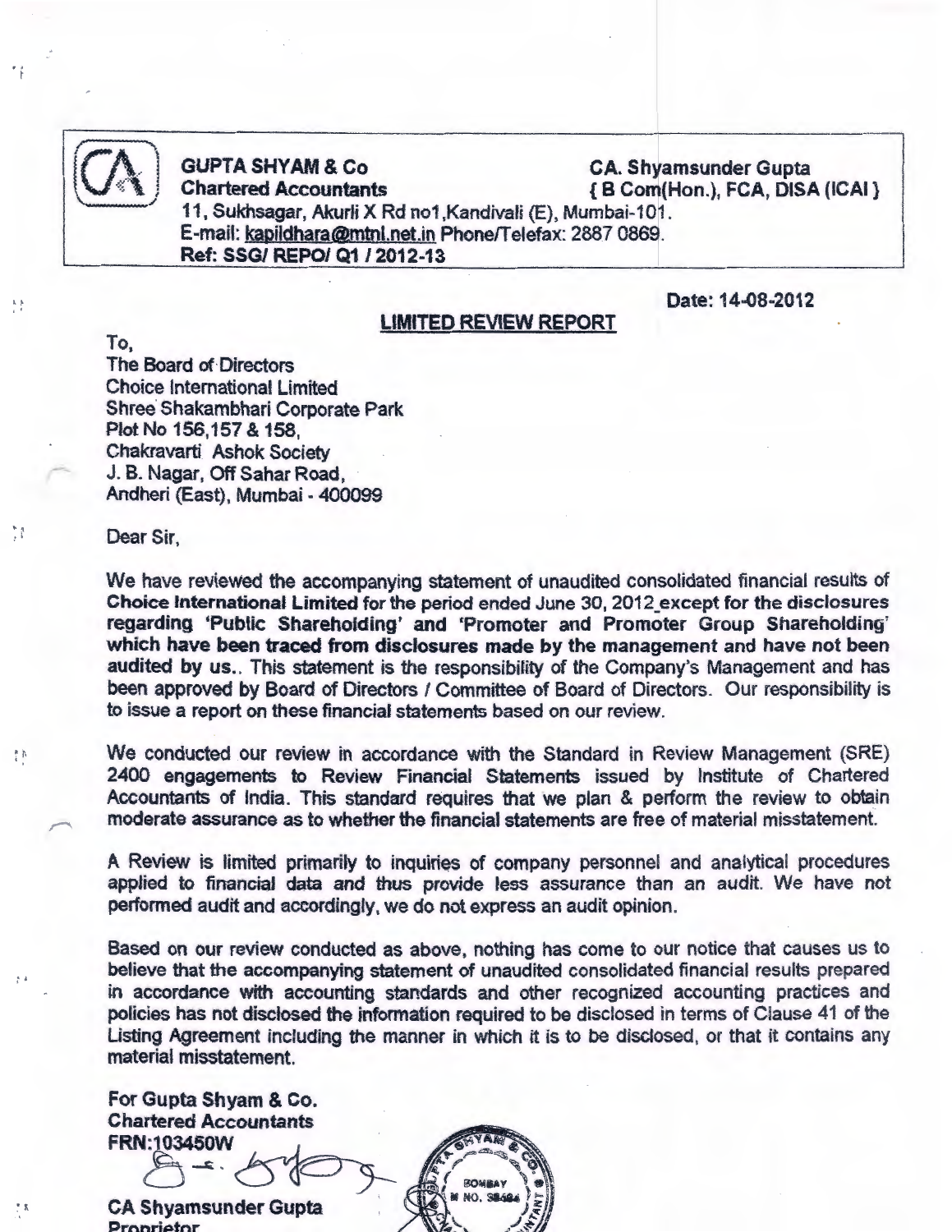**GUPTA SHYAM & Co**
**Chartered Accountants**

**CA. Shyamsunder Gupta**
**{ B Com(Hon.), FCA, DISA (ICAI }**

**11, Sukhsagar, Akurli X Rd no1,Kandivali (E), Mumbai-101.**
**E-mail: kapildhara@mtnl.net.in Phone/Telefax: 2887 0869.**
**Ref: SSG/ REPO/ Q1 / 2012-13**

**Date: 14-08-2012**

## LIMITED REVIEW REPORT

To,
The Board of Directors
Choice International Limited
Shree Shakambhari Corporate Park
Plot No 156,157 & 158,
Chakravarti Ashok Society
J. B. Nagar, Off Sahar Road,
Andheri (East), Mumbai - 400099

Dear Sir,

We have reviewed the accompanying statement of unaudited consolidated financial results of **Choice International Limited** for the period ended June 30, 2012 **except for the disclosures regarding 'Public Shareholding' and 'Promoter and Promoter Group Shareholding' which have been traced from disclosures made by the management and have not been audited by us.**. This statement is the responsibility of the Company's Management and has been approved by Board of Directors / Committee of Board of Directors. Our responsibility is to issue a report on these financial statements based on our review.

We conducted our review in accordance with the Standard in Review Management (SRE) 2400 engagements to Review Financial Statements issued by Institute of Chartered Accountants of India. This standard requires that we plan & perform the review to obtain moderate assurance as to whether the financial statements are free of material misstatement.

A Review is limited primarily to inquiries of company personnel and analytical procedures applied to financial data and thus provide less assurance than an audit. We have not performed audit and accordingly, we do not express an audit opinion.

Based on our review conducted as above, nothing has come to our notice that causes us to believe that the accompanying statement of unaudited consolidated financial results prepared in accordance with accounting standards and other recognized accounting practices and policies has not disclosed the information required to be disclosed in terms of Clause 41 of the Listing Agreement including the manner in which it is to be disclosed, or that it contains any material misstatement.

**For Gupta Shyam & Co.**
**Chartered Accountants**
**FRN:103450W**

**CA Shyamsunder Gupta**
**Proprietor**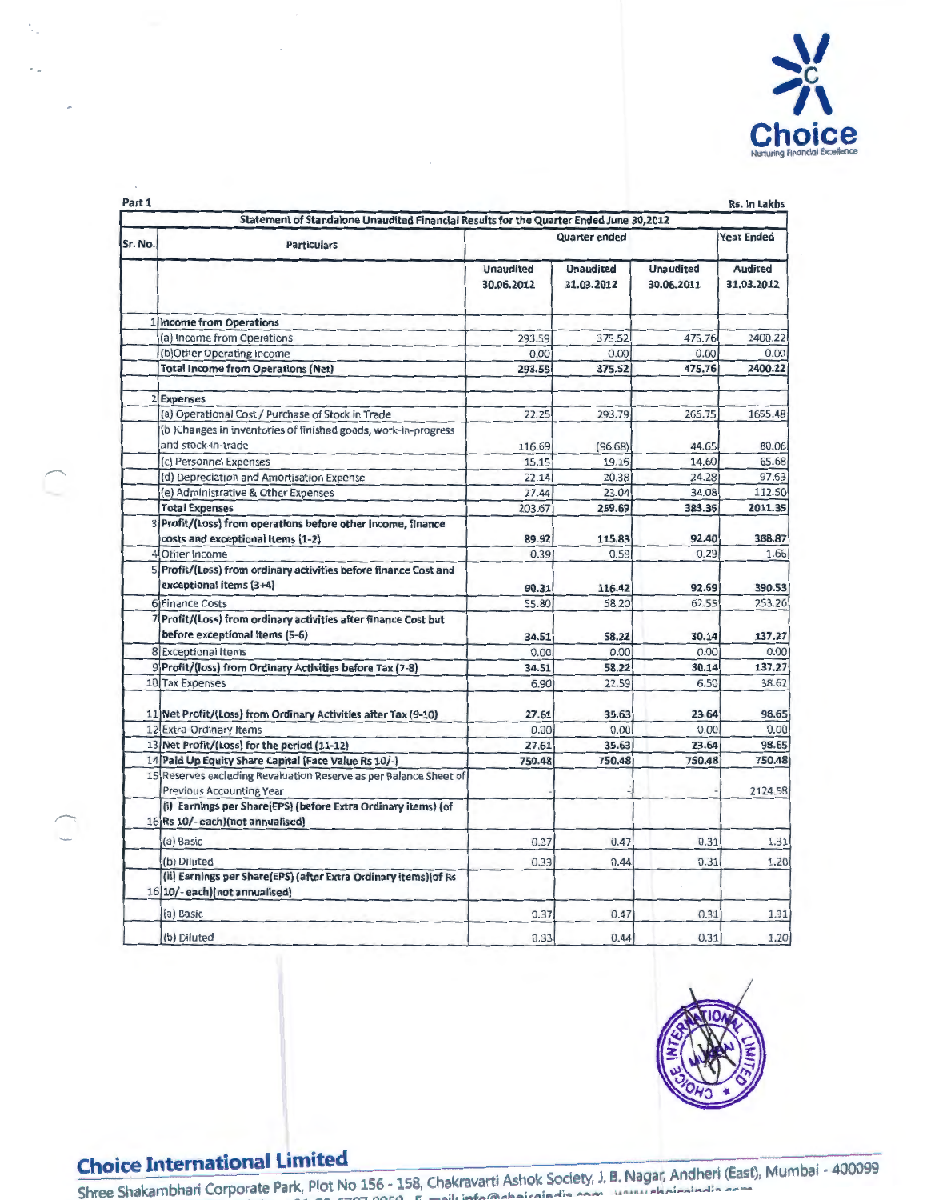Part 1 | Rs. In Lakhs

| Sr. No. | Particulars | Quarter ended | | | Year Ended |
|---|---|---|---|---|---|
| | | Unaudited 30.06.2012 | Unaudited 31.03.2012 | Unaudited 30.06.2011 | Audited 31.03.2012 |
| | **Statement of Standalone Unaudited Financial Results for the Quarter Ended June 30,2012** | | | | |
| 1 | **Income from Operations** | | | | |
| | (a) Income from Operations | 293.59 | 375.52 | 475.76 | 2400.22 |
| | (b)Other Operating Income | 0.00 | 0.00 | 0.00 | 0.00 |
| | **Total Income from Operations (Net)** | **293.59** | **375.52** | **475.76** | **2400.22** |
| 2 | **Expenses** | | | | |
| | (a) Operational Cost / Purchase of Stock in Trade | 22.25 | 293.79 | 265.75 | 1655.48 |
| | (b )Changes in inventories of finished goods, work-in-progress and stock-in-trade | 116.69 | (96.68) | 44.65 | 80.06 |
| | (c) Personnel Expenses | 15.15 | 19.16 | 14.60 | 65.68 |
| | (d) Depreciation and Amortisation Expense | 22.14 | 20.38 | 24.28 | 97.63 |
| | (e) Administrative & Other Expenses | 27.44 | 23.04 | 34.08 | 112.50 |
| | **Total Expenses** | 203.67 | 259.69 | 383.36 | 2011.35 |
| 3 | **Profit/(Loss) from operations before other income, finance costs and exceptional Items (1-2)** | **89.92** | **115.83** | **92.40** | **388.87** |
| 4 | Other Income | 0.39 | 0.59 | 0.29 | 1.66 |
| 5 | **Profit/(Loss) from ordinary activities before finance Cost and exceptional items (3+4)** | **90.31** | **116.42** | **92.69** | **390.53** |
| 6 | Finance Costs | 55.80 | 58.20 | 62.55 | 253.26 |
| 7 | **Profit/(Loss) from ordinary activities after finance Cost but before exceptional items (5-6)** | **34.51** | **58.22** | **30.14** | **137.27** |
| 8 | Exceptional Items | 0.00 | 0.00 | 0.00 | 0.00 |
| 9 | **Profit/(loss) from Ordinary Activities before Tax (7-8)** | **34.51** | **58.22** | **30.14** | **137.27** |
| 10 | Tax Expenses | 6.90 | 22.59 | 6.50 | 38.62 |
| 11 | **Net Profit/(Loss) from Ordinary Activities after Tax (9-10)** | **27.61** | **35.63** | **23.64** | **98.65** |
| 12 | Extra-Ordinary Items | 0.00 | 0.00 | 0.00 | 0.00 |
| 13 | **Net Profit/(Loss) for the period (11-12)** | **27.61** | **35.63** | **23.64** | **98.65** |
| 14 | **Paid Up Equity Share Capital (Face Value Rs 10/-)** | **750.48** | **750.48** | **750.48** | **750.48** |
| 15 | Reserves excluding Revaluation Reserve as per Balance Sheet of Previous Accounting Year | - | - | - | 2124.58 |
| 16 | **(i) Earnings per Share(EPS) (before Extra Ordinary items) (of Rs 10/- each)(not annualised)** | | | | |
| | (a) Basic | 0.37 | 0.47 | 0.31 | 1.31 |
| | (b) Diluted | 0.33 | 0.44 | 0.31 | 1.20 |
| 16 | **(ii) Earnings per Share(EPS) (after Extra Ordinary items)(of Rs 10/- each)(not annualised)** | | | | |
| | (a) Basic | 0.37 | 0.47 | 0.31 | 1.31 |
| | (b) Diluted | 0.33 | 0.44 | 0.31 | 1.20 |

**Choice International Limited**

Shree Shakambhari Corporate Park, Plot No 156 - 158, Chakravarti Ashok Society, J. B. Nagar, Andheri (East), Mumbai - 400099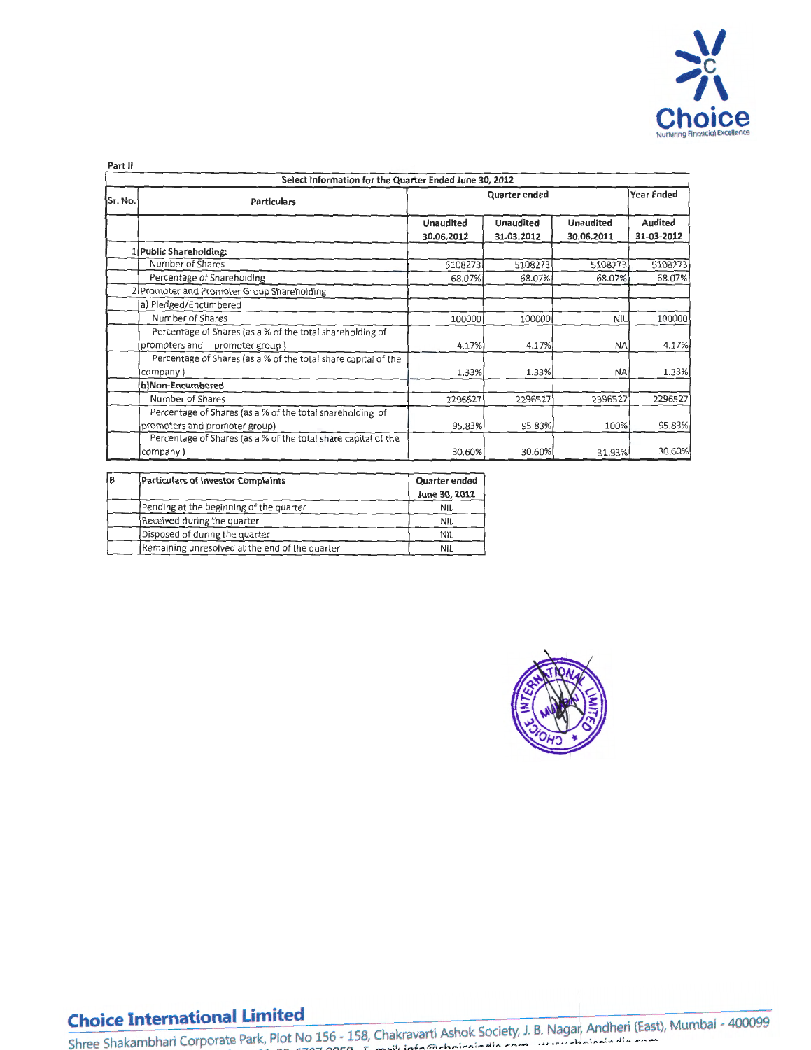Part II

| Sr. No. | Particulars | Quarter ended | | | Year Ended |
|---|---|---|---|---|---|
| | Select Information for the Quarter Ended June 30, 2012 | | | | |
| | | Unaudited 30.06.2012 | Unaudited 31.03.2012 | Unaudited 30.06.2011 | Audited 31-03-2012 |
| 1 | **Public Shareholding:** | | | | |
| | Number of Shares | 5108273 | 5108273 | 5108273 | 5108273 |
| | Percentage of Shareholding | 68.07% | 68.07% | 68.07% | 68.07% |
| 2 | Promoter and Promoter Group Shareholding | | | | |
| | a) Pledged/Encumbered | | | | |
| | Number of Shares | 100000 | 100000 | NIL | 100000 |
| | Percentage of Shares (as a % of the total shareholding of promoters and promoter group) | 4.17% | 4.17% | NA | 4.17% |
| | Percentage of Shares (as a % of the total share capital of the company) | 1.33% | 1.33% | NA | 1.33% |
| | **b)Non-Encumbered** | | | | |
| | Number of Shares | 2296527 | 2296527 | 2396527 | 2296527 |
| | Percentage of Shares (as a % of the total shareholding of promoters and promoter group) | 95.83% | 95.83% | 100% | 95.83% |
| | Percentage of Shares (as a % of the total share capital of the company) | 30.60% | 30.60% | 31.93% | 30.60% |

| B | Particulars of Investor Complaints | Quarter ended June 30, 2012 |
|---|---|---|
| | Pending at the beginning of the quarter | NIL |
| | Received during the quarter | NIL |
| | Disposed of during the quarter | NIL |
| | Remaining unresolved at the end of the quarter | NIL |

**Choice International Limited**

Shree Shakambhari Corporate Park, Plot No 156 - 158, Chakravarti Ashok Society, J. B. Nagar, Andheri (East), Mumbai - 400099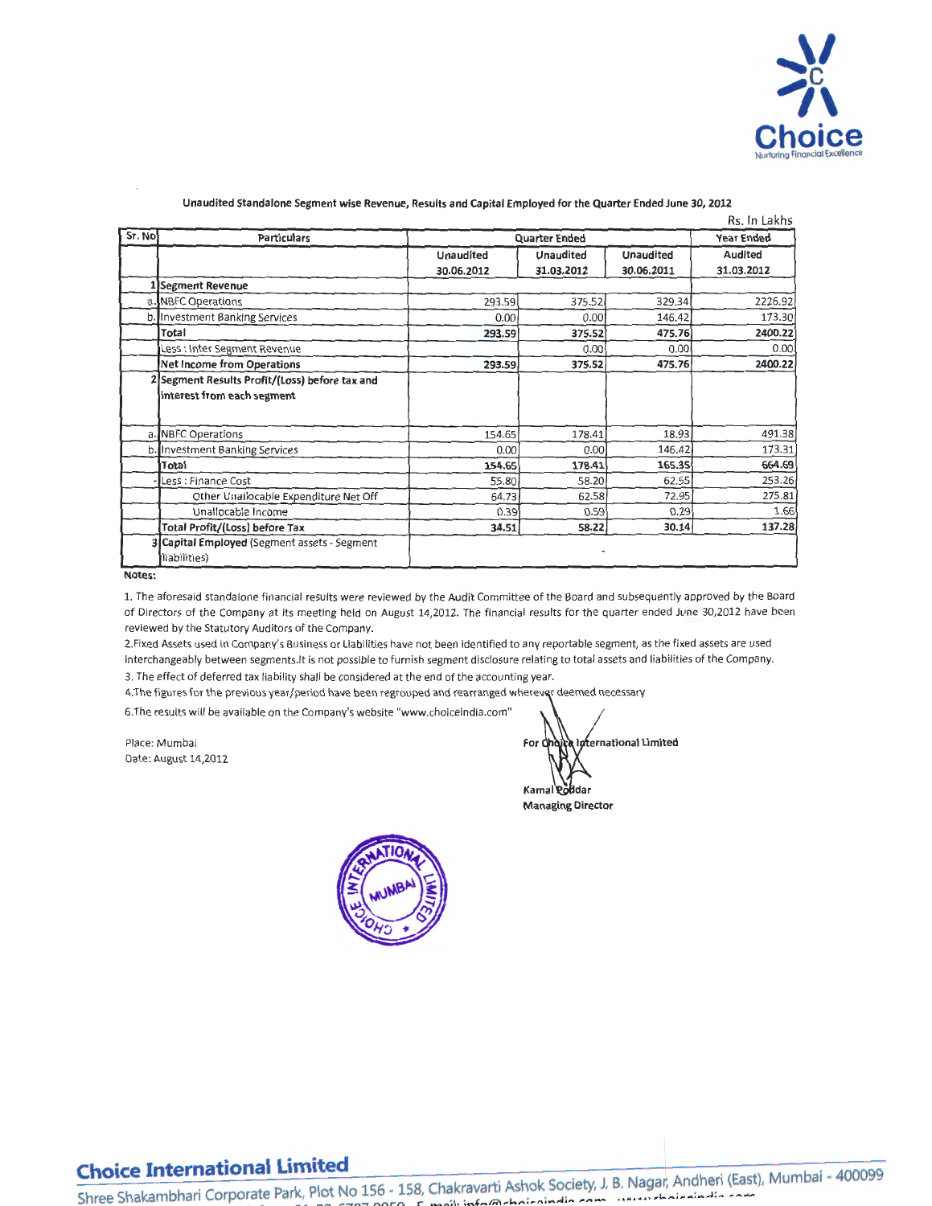Choice
Nurturing Financial Excellence

## Unaudited Standalone Segment wise Revenue, Results and Capital Employed for the Quarter Ended June 30, 2012

Rs. In Lakhs

| Sr. No | Particulars | Quarter Ended | | | Year Ended |
|---|---|---|---|---|---|
| | | Unaudited 30.06.2012 | Unaudited 31.03.2012 | Unaudited 30.06.2011 | Audited 31.03.2012 |
| 1 | **Segment Revenue** | | | | |
| a. | NBFC Operations | 293.59 | 375.52 | 329.34 | 2226.92 |
| b. | Investment Banking Services | 0.00 | 0.00 | 146.42 | 173.30 |
| | **Total** | **293.59** | **375.52** | **475.76** | **2400.22** |
| | Less : Inter Segment Revenue | | 0.00 | 0.00 | 0.00 |
| | **Net Income from Operations** | **293.59** | **375.52** | **475.76** | **2400.22** |
| 2 | **Segment Results Profit/(Loss) before tax and interest from each segment** | | | | |
| a. | NBFC Operations | 154.65 | 178.41 | 18.93 | 491.38 |
| b. | Investment Banking Services | 0.00 | 0.00 | 146.42 | 173.31 |
| | **Total** | **154.65** | **178.41** | **165.35** | **664.69** |
| - | Less : Finance Cost | 55.80 | 58.20 | 62.55 | 253.26 |
| | Other Unallocable Expenditure Net Off | 64.73 | 62.58 | 72.95 | 275.81 |
| | Unallocable Income | 0.39 | 0.59 | 0.29 | 1.66 |
| | **Total Profit/(Loss) before Tax** | **34.51** | **58.22** | **30.14** | **137.28** |
| 3 | **Capital Employed** (Segment assets - Segment liabilities) | - | | | |

**Notes:**

1. The aforesaid standalone financial results were reviewed by the Audit Committee of the Board and subsequently approved by the Board of Directors of the Company at its meeting held on August 14,2012. The financial results for the quarter ended June 30,2012 have been reviewed by the Statutory Auditors of the Company.

2.Fixed Assets used in Company's Business or Liabilities have not been identified to any reportable segment, as the fixed assets are used interchangeably between segments.It is not possible to furnish segment disclosure relating to total assets and liabilities of the Company.

3. The effect of deferred tax liability shall be considered at the end of the accounting year.

4.The figures for the previous year/period have been regrouped and rearranged wherever deemed necessary

6.The results will be available on the Company's website "www.choiceindia.com"

Place: Mumbai
Date: August 14,2012

For Choice International Limited

Kamal Poddar
Managing Director

**Choice International Limited**
Shree Shakambhari Corporate Park, Plot No 156 - 158, Chakravarti Ashok Society, J. B. Nagar, Andheri (East), Mumbai - 400099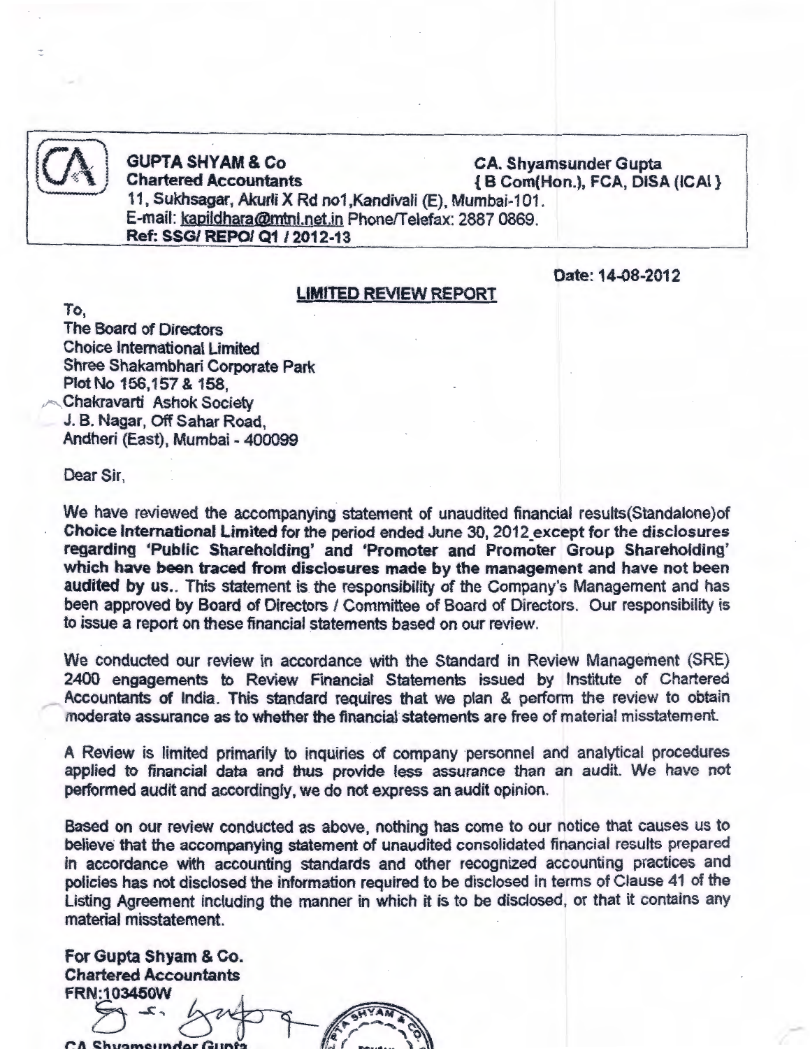**GUPTA SHYAM & Co**
**Chartered Accountants**

**CA. Shyamsunder Gupta**
**{ B Com(Hon.), FCA, DISA (ICAI }**

11, Sukhsagar, Akurli X Rd no1,Kandivali (E), Mumbai-101.
E-mail: kapildhara@mtnl.net.in Phone/Telefax: 2887 0869.
**Ref: SSG/ REPO/ Q1 / 2012-13**

**Date: 14-08-2012**

## LIMITED REVIEW REPORT

To,
The Board of Directors
Choice International Limited
Shree Shakambhari Corporate Park
Plot No 156,157 & 158,
Chakravarti Ashok Society
J. B. Nagar, Off Sahar Road,
Andheri (East), Mumbai - 400099

Dear Sir,

We have reviewed the accompanying statement of unaudited financial results(Standalone)of **Choice International Limited** for the period ended June 30, 2012 **except for the disclosures regarding 'Public Shareholding' and 'Promoter and Promoter Group Shareholding' which have been traced from disclosures made by the management and have not been audited by us.**. This statement is the responsibility of the Company's Management and has been approved by Board of Directors / Committee of Board of Directors. Our responsibility is to issue a report on these financial statements based on our review.

We conducted our review in accordance with the Standard in Review Management (SRE) 2400 engagements to Review Financial Statements issued by Institute of Chartered Accountants of India. This standard requires that we plan & perform the review to obtain moderate assurance as to whether the financial statements are free of material misstatement.

A Review is limited primarily to inquiries of company personnel and analytical procedures applied to financial data and thus provide less assurance than an audit. We have not performed audit and accordingly, we do not express an audit opinion.

Based on our review conducted as above, nothing has come to our notice that causes us to believe that the accompanying statement of unaudited consolidated financial results prepared in accordance with accounting standards and other recognized accounting practices and policies has not disclosed the information required to be disclosed in terms of Clause 41 of the Listing Agreement including the manner in which it is to be disclosed, or that it contains any material misstatement.

**For Gupta Shyam & Co.**
**Chartered Accountants**
**FRN:103450W**

**CA Shyamsunder Gupta**